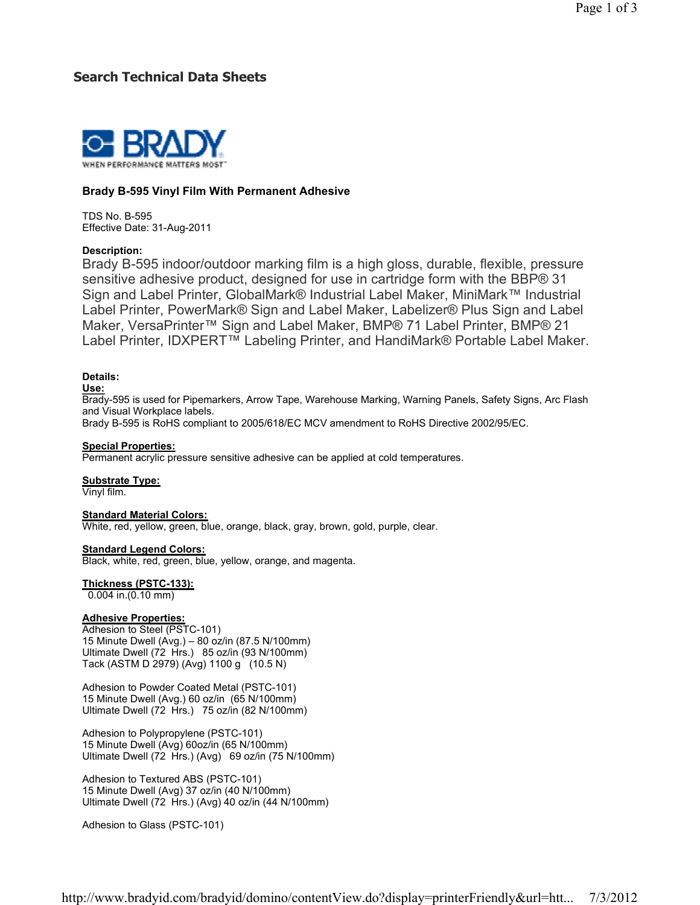## Search Technical Data Sheets

BRADY
WHEN PERFORMANCE MATTERS MOST

### Brady B-595 Vinyl Film With Permanent Adhesive

TDS No. B-595
Effective Date: 31-Aug-2011

**Description:**

Brady B-595 indoor/outdoor marking film is a high gloss, durable, flexible, pressure sensitive adhesive product, designed for use in cartridge form with the BBP® 31 Sign and Label Printer, GlobalMark® Industrial Label Maker, MiniMark™ Industrial Label Printer, PowerMark® Sign and Label Maker, Labelizer® Plus Sign and Label Maker, VersaPrinter™ Sign and Label Maker, BMP® 71 Label Printer, BMP® 21 Label Printer, IDXPERT™ Labeling Printer, and HandiMark® Portable Label Maker.

**Details:**

**Use:**
Brady-595 is used for Pipemarkers, Arrow Tape, Warehouse Marking, Warning Panels, Safety Signs, Arc Flash and Visual Workplace labels.
Brady B-595 is RoHS compliant to 2005/618/EC MCV amendment to RoHS Directive 2002/95/EC.

**Special Properties:**
Permanent acrylic pressure sensitive adhesive can be applied at cold temperatures.

**Substrate Type:**
Vinyl film.

**Standard Material Colors:**
White, red, yellow, green, blue, orange, black, gray, brown, gold, purple, clear.

**Standard Legend Colors:**
Black, white, red, green, blue, yellow, orange, and magenta.

**Thickness (PSTC-133):**
0.004 in.(0.10 mm)

**Adhesive Properties:**
Adhesion to Steel (PSTC-101)
15 Minute Dwell (Avg.) – 80 oz/in (87.5 N/100mm)
Ultimate Dwell (72 Hrs.) 85 oz/in (93 N/100mm)
Tack (ASTM D 2979) (Avg) 1100 g (10.5 N)

Adhesion to Powder Coated Metal (PSTC-101)
15 Minute Dwell (Avg.) 60 oz/in (65 N/100mm)
Ultimate Dwell (72 Hrs.) 75 oz/in (82 N/100mm)

Adhesion to Polypropylene (PSTC-101)
15 Minute Dwell (Avg) 60oz/in (65 N/100mm)
Ultimate Dwell (72 Hrs.) (Avg) 69 oz/in (75 N/100mm)

Adhesion to Textured ABS (PSTC-101)
15 Minute Dwell (Avg) 37 oz/in (40 N/100mm)
Ultimate Dwell (72 Hrs.) (Avg) 40 oz/in (44 N/100mm)

Adhesion to Glass (PSTC-101)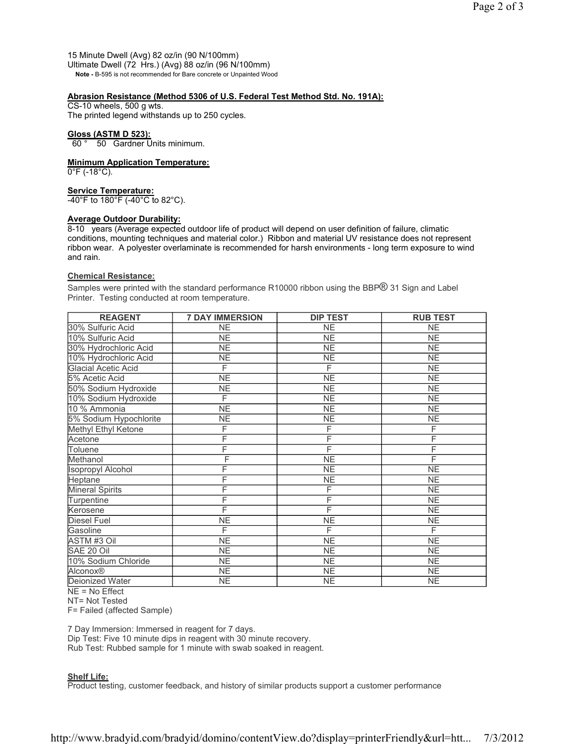15 Minute Dwell (Avg) 82 oz/in (90 N/100mm)
Ultimate Dwell (72 Hrs.) (Avg) 88 oz/in (96 N/100mm)
**Note -** B-595 is not recommended for Bare concrete or Unpainted Wood

**Abrasion Resistance (Method 5306 of U.S. Federal Test Method Std. No. 191A):**

CS-10 wheels, 500 g wts.
The printed legend withstands up to 250 cycles.

**Gloss (ASTM D 523):**

60 ° 50 Gardner Units minimum.

**Minimum Application Temperature:**

0°F (-18°C).

**Service Temperature:**

-40°F to 180°F (-40°C to 82°C).

**Average Outdoor Durability:**

8-10 years (Average expected outdoor life of product will depend on user definition of failure, climatic conditions, mounting techniques and material color.) Ribbon and material UV resistance does not represent ribbon wear. A polyester overlaminate is recommended for harsh environments - long term exposure to wind and rain.

**Chemical Resistance:**

Samples were printed with the standard performance R10000 ribbon using the BBP® 31 Sign and Label Printer. Testing conducted at room temperature.

| REAGENT | 7 DAY IMMERSION | DIP TEST | RUB TEST |
|---|---|---|---|
| 30% Sulfuric Acid | NE | NE | NE |
| 10% Sulfuric Acid | NE | NE | NE |
| 30% Hydrochloric Acid | NE | NE | NE |
| 10% Hydrochloric Acid | NE | NE | NE |
| Glacial Acetic Acid | F | F | NE |
| 5% Acetic Acid | NE | NE | NE |
| 50% Sodium Hydroxide | NE | NE | NE |
| 10% Sodium Hydroxide | F | NE | NE |
| 10 % Ammonia | NE | NE | NE |
| 5% Sodium Hypochlorite | NE | NE | NE |
| Methyl Ethyl Ketone | F | F | F |
| Acetone | F | F | F |
| Toluene | F | F | F |
| Methanol | F | NE | F |
| Isopropyl Alcohol | F | NE | NE |
| Heptane | F | NE | NE |
| Mineral Spirits | F | F | NE |
| Turpentine | F | F | NE |
| Kerosene | F | F | NE |
| Diesel Fuel | NE | NE | NE |
| Gasoline | F | F | F |
| ASTM #3 Oil | NE | NE | NE |
| SAE 20 Oil | NE | NE | NE |
| 10% Sodium Chloride | NE | NE | NE |
| Alconox® | NE | NE | NE |
| Deionized Water | NE | NE | NE |

NE = No Effect
NT= Not Tested
F= Failed (affected Sample)

7 Day Immersion: Immersed in reagent for 7 days.
Dip Test: Five 10 minute dips in reagent with 30 minute recovery.
Rub Test: Rubbed sample for 1 minute with swab soaked in reagent.

**Shelf Life:**

Product testing, customer feedback, and history of similar products support a customer performance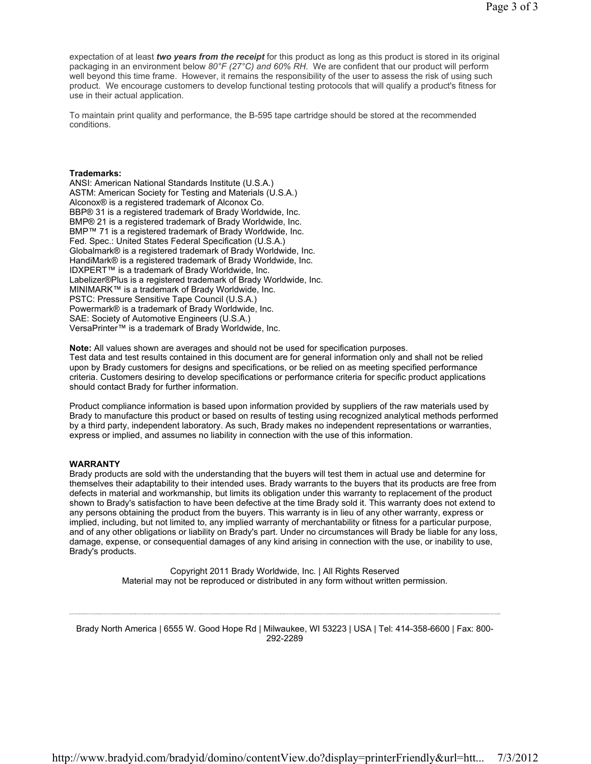expectation of at least ***two years from the receipt*** for this product as long as this product is stored in its original packaging in an environment below *80°F (27°C) and 60% RH*. We are confident that our product will perform well beyond this time frame. However, it remains the responsibility of the user to assess the risk of using such product. We encourage customers to develop functional testing protocols that will qualify a product's fitness for use in their actual application.

To maintain print quality and performance, the B-595 tape cartridge should be stored at the recommended conditions.

**Trademarks:**

ANSI: American National Standards Institute (U.S.A.)
ASTM: American Society for Testing and Materials (U.S.A.)
Alconox® is a registered trademark of Alconox Co.
BBP® 31 is a registered trademark of Brady Worldwide, Inc.
BMP® 21 is a registered trademark of Brady Worldwide, Inc.
BMP™ 71 is a registered trademark of Brady Worldwide, Inc.
Fed. Spec.: United States Federal Specification (U.S.A.)
Globalmark® is a registered trademark of Brady Worldwide, Inc.
HandiMark® is a registered trademark of Brady Worldwide, Inc.
IDXPERT™ is a trademark of Brady Worldwide, Inc.
Labelizer®Plus is a registered trademark of Brady Worldwide, Inc.
MINIMARK™ is a trademark of Brady Worldwide, Inc.
PSTC: Pressure Sensitive Tape Council (U.S.A.)
Powermark® is a trademark of Brady Worldwide, Inc.
SAE: Society of Automotive Engineers (U.S.A.)
VersaPrinter™ is a trademark of Brady Worldwide, Inc.

**Note:** All values shown are averages and should not be used for specification purposes.
Test data and test results contained in this document are for general information only and shall not be relied upon by Brady customers for designs and specifications, or be relied on as meeting specified performance criteria. Customers desiring to develop specifications or performance criteria for specific product applications should contact Brady for further information.

Product compliance information is based upon information provided by suppliers of the raw materials used by Brady to manufacture this product or based on results of testing using recognized analytical methods performed by a third party, independent laboratory. As such, Brady makes no independent representations or warranties, express or implied, and assumes no liability in connection with the use of this information.

**WARRANTY**

Brady products are sold with the understanding that the buyers will test them in actual use and determine for themselves their adaptability to their intended uses. Brady warrants to the buyers that its products are free from defects in material and workmanship, but limits its obligation under this warranty to replacement of the product shown to Brady's satisfaction to have been defective at the time Brady sold it. This warranty does not extend to any persons obtaining the product from the buyers. This warranty is in lieu of any other warranty, express or implied, including, but not limited to, any implied warranty of merchantability or fitness for a particular purpose, and of any other obligations or liability on Brady's part. Under no circumstances will Brady be liable for any loss, damage, expense, or consequential damages of any kind arising in connection with the use, or inability to use, Brady's products.

Copyright 2011 Brady Worldwide, Inc. | All Rights Reserved
Material may not be reproduced or distributed in any form without written permission.

---

Brady North America | 6555 W. Good Hope Rd | Milwaukee, WI 53223 | USA | Tel: 414-358-6600 | Fax: 800-292-2289